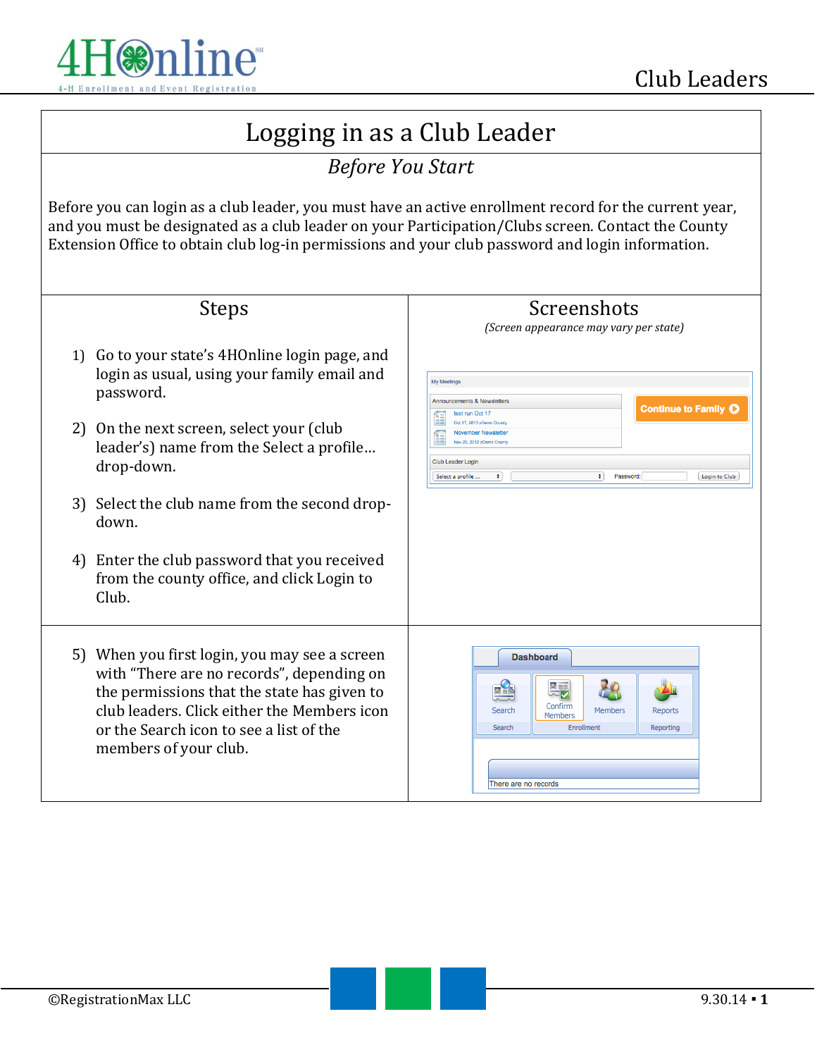# Logging in as a Club Leader

## *Before You Start*

Before you can login as a club leader, you must have an active enrollment record for the current year, and you must be designated as a club leader on your Participation/Clubs screen. Contact the County Extension Office to obtain club log-in permissions and your club password and login information.

| Steps | Screenshots<br>*(Screen appearance may vary per state)* |
|---|---|
| 1) Go to your state's 4HOnline login page, and login as usual, using your family email and password.<br><br>2) On the next screen, select your (club leader's) name from the Select a profile… drop-down.<br><br>3) Select the club name from the second drop-down.<br><br>4) Enter the club password that you received from the county office, and click Login to Club. | |
| 5) When you first login, you may see a screen with "There are no records", depending on the permissions that the state has given to club leaders. Click either the Members icon or the Search icon to see a list of the members of your club. | |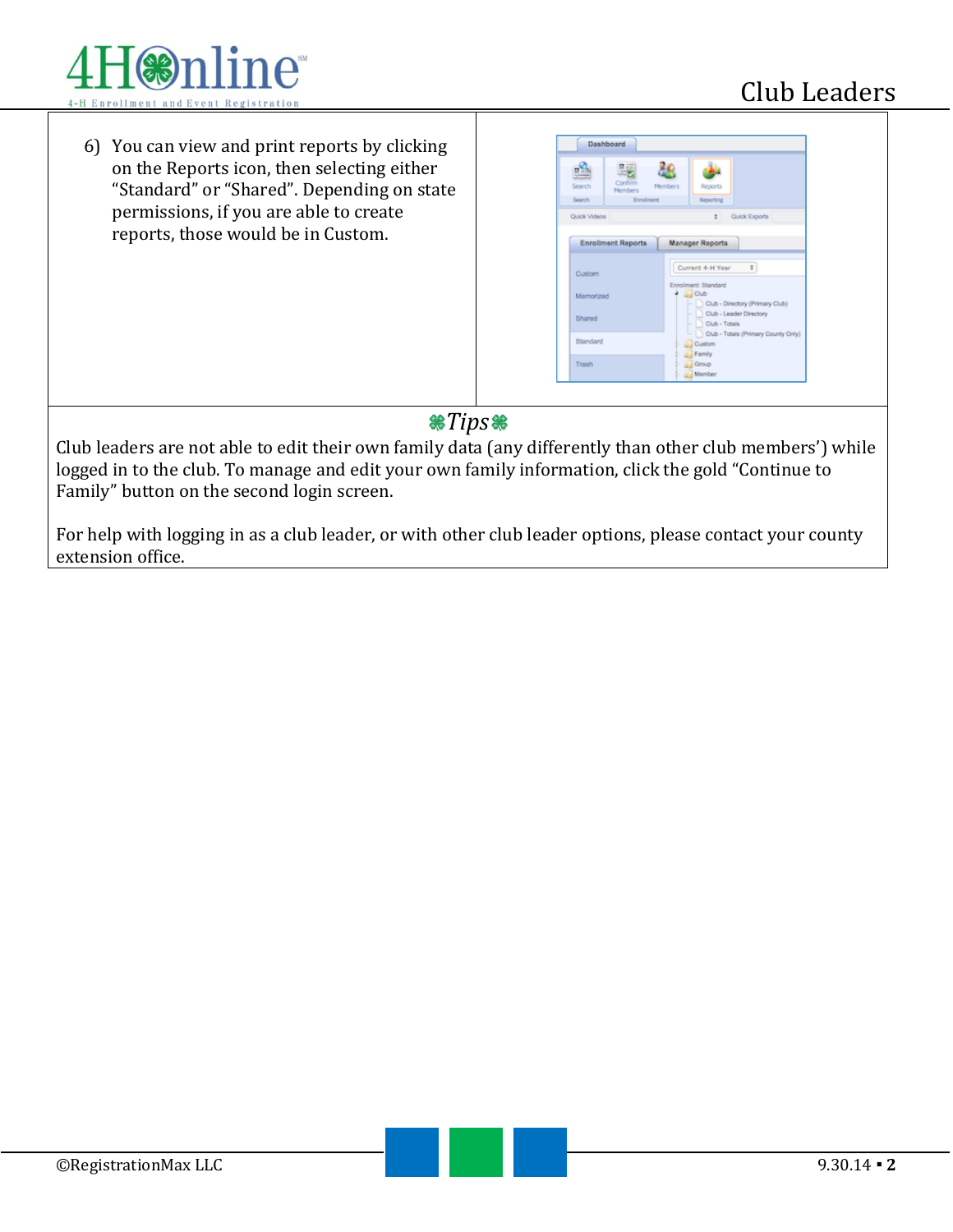6) You can view and print reports by clicking on the Reports icon, then selecting either "Standard" or "Shared". Depending on state permissions, if you are able to create reports, those would be in Custom.

### ❀*Tips*❀

Club leaders are not able to edit their own family data (any differently than other club members') while logged in to the club. To manage and edit your own family information, click the gold "Continue to Family" button on the second login screen.

For help with logging in as a club leader, or with other club leader options, please contact your county extension office.